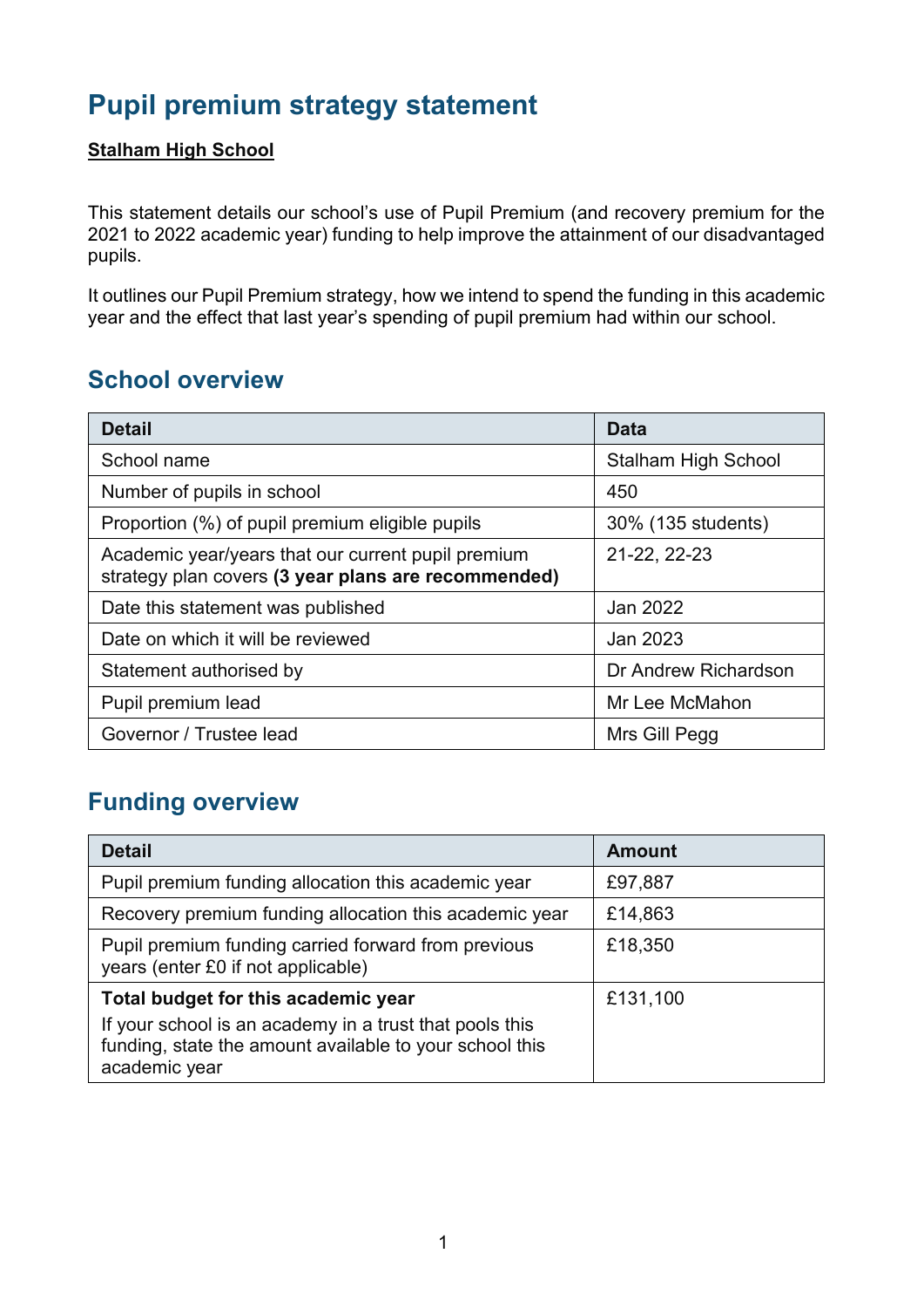# Pupil premium strategy statement

**Stalham High School**

This statement details our school's use of Pupil Premium (and recovery premium for the 2021 to 2022 academic year) funding to help improve the attainment of our disadvantaged pupils.

It outlines our Pupil Premium strategy, how we intend to spend the funding in this academic year and the effect that last year's spending of pupil premium had within our school.

## School overview

| Detail | Data |
| --- | --- |
| School name | Stalham High School |
| Number of pupils in school | 450 |
| Proportion (%) of pupil premium eligible pupils | 30% (135 students) |
| Academic year/years that our current pupil premium strategy plan covers **(3 year plans are recommended)** | 21-22, 22-23 |
| Date this statement was published | Jan 2022 |
| Date on which it will be reviewed | Jan 2023 |
| Statement authorised by | Dr Andrew Richardson |
| Pupil premium lead | Mr Lee McMahon |
| Governor / Trustee lead | Mrs Gill Pegg |

## Funding overview

| Detail | Amount |
| --- | --- |
| Pupil premium funding allocation this academic year | £97,887 |
| Recovery premium funding allocation this academic year | £14,863 |
| Pupil premium funding carried forward from previous years (enter £0 if not applicable) | £18,350 |
| **Total budget for this academic year**<br>If your school is an academy in a trust that pools this funding, state the amount available to your school this academic year | £131,100 |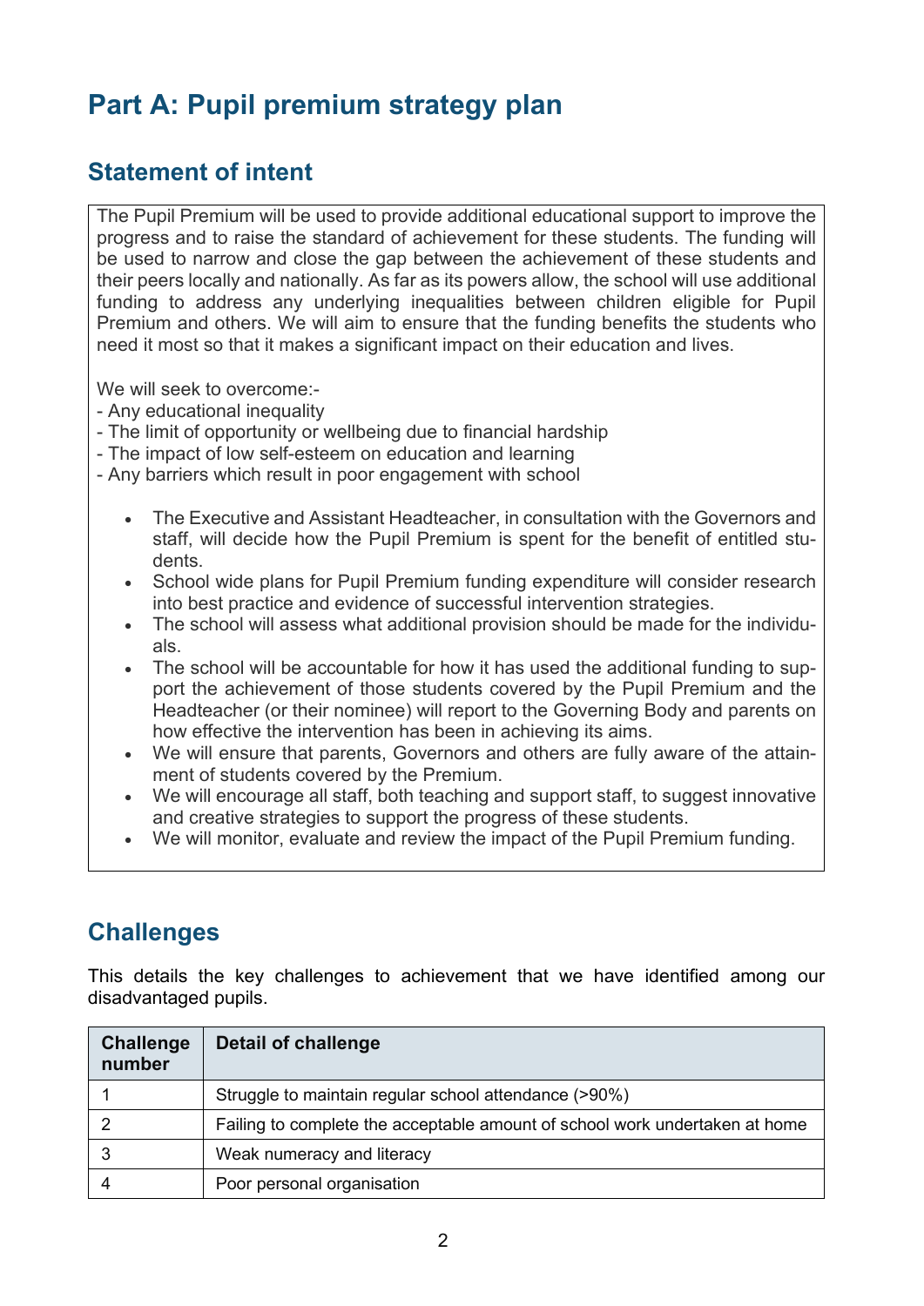# Part A: Pupil premium strategy plan

## Statement of intent

The Pupil Premium will be used to provide additional educational support to improve the progress and to raise the standard of achievement for these students. The funding will be used to narrow and close the gap between the achievement of these students and their peers locally and nationally. As far as its powers allow, the school will use additional funding to address any underlying inequalities between children eligible for Pupil Premium and others. We will aim to ensure that the funding benefits the students who need it most so that it makes a significant impact on their education and lives.

We will seek to overcome:-
- Any educational inequality
- The limit of opportunity or wellbeing due to financial hardship
- The impact of low self-esteem on education and learning
- Any barriers which result in poor engagement with school

- The Executive and Assistant Headteacher, in consultation with the Governors and staff, will decide how the Pupil Premium is spent for the benefit of entitled students.
- School wide plans for Pupil Premium funding expenditure will consider research into best practice and evidence of successful intervention strategies.
- The school will assess what additional provision should be made for the individuals.
- The school will be accountable for how it has used the additional funding to support the achievement of those students covered by the Pupil Premium and the Headteacher (or their nominee) will report to the Governing Body and parents on how effective the intervention has been in achieving its aims.
- We will ensure that parents, Governors and others are fully aware of the attainment of students covered by the Premium.
- We will encourage all staff, both teaching and support staff, to suggest innovative and creative strategies to support the progress of these students.
- We will monitor, evaluate and review the impact of the Pupil Premium funding.

## Challenges

This details the key challenges to achievement that we have identified among our disadvantaged pupils.

| Challenge number | Detail of challenge |
|---|---|
| 1 | Struggle to maintain regular school attendance (>90%) |
| 2 | Failing to complete the acceptable amount of school work undertaken at home |
| 3 | Weak numeracy and literacy |
| 4 | Poor personal organisation |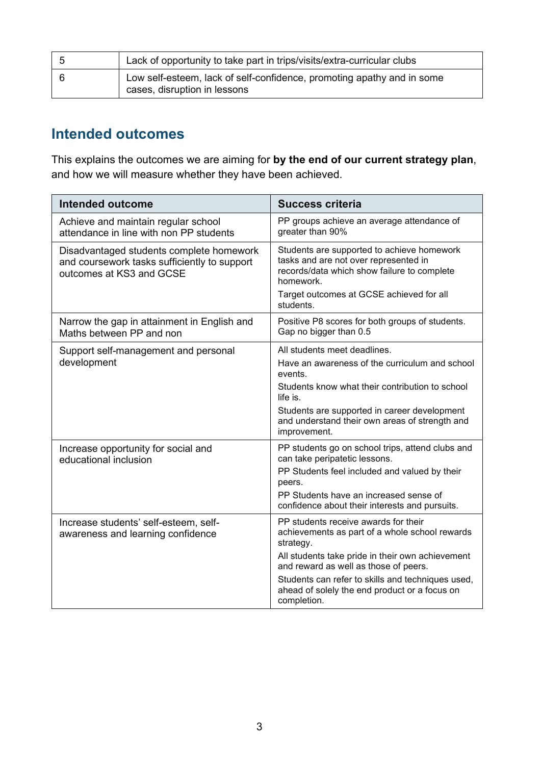| | |
|---|---|
| 5 | Lack of opportunity to take part in trips/visits/extra-curricular clubs |
| 6 | Low self-esteem, lack of self-confidence, promoting apathy and in some cases, disruption in lessons |

## Intended outcomes

This explains the outcomes we are aiming for **by the end of our current strategy plan**, and how we will measure whether they have been achieved.

| Intended outcome | Success criteria |
|---|---|
| Achieve and maintain regular school attendance in line with non PP students | PP groups achieve an average attendance of greater than 90% |
| Disadvantaged students complete homework and coursework tasks sufficiently to support outcomes at KS3 and GCSE | Students are supported to achieve homework tasks and are not over represented in records/data which show failure to complete homework.<br>Target outcomes at GCSE achieved for all students. |
| Narrow the gap in attainment in English and Maths between PP and non | Positive P8 scores for both groups of students. Gap no bigger than 0.5 |
| Support self-management and personal development | All students meet deadlines.<br>Have an awareness of the curriculum and school events.<br>Students know what their contribution to school life is.<br>Students are supported in career development and understand their own areas of strength and improvement. |
| Increase opportunity for social and educational inclusion | PP students go on school trips, attend clubs and can take peripatetic lessons.<br>PP Students feel included and valued by their peers.<br>PP Students have an increased sense of confidence about their interests and pursuits. |
| Increase students' self-esteem, self-awareness and learning confidence | PP students receive awards for their achievements as part of a whole school rewards strategy.<br>All students take pride in their own achievement and reward as well as those of peers.<br>Students can refer to skills and techniques used, ahead of solely the end product or a focus on completion. |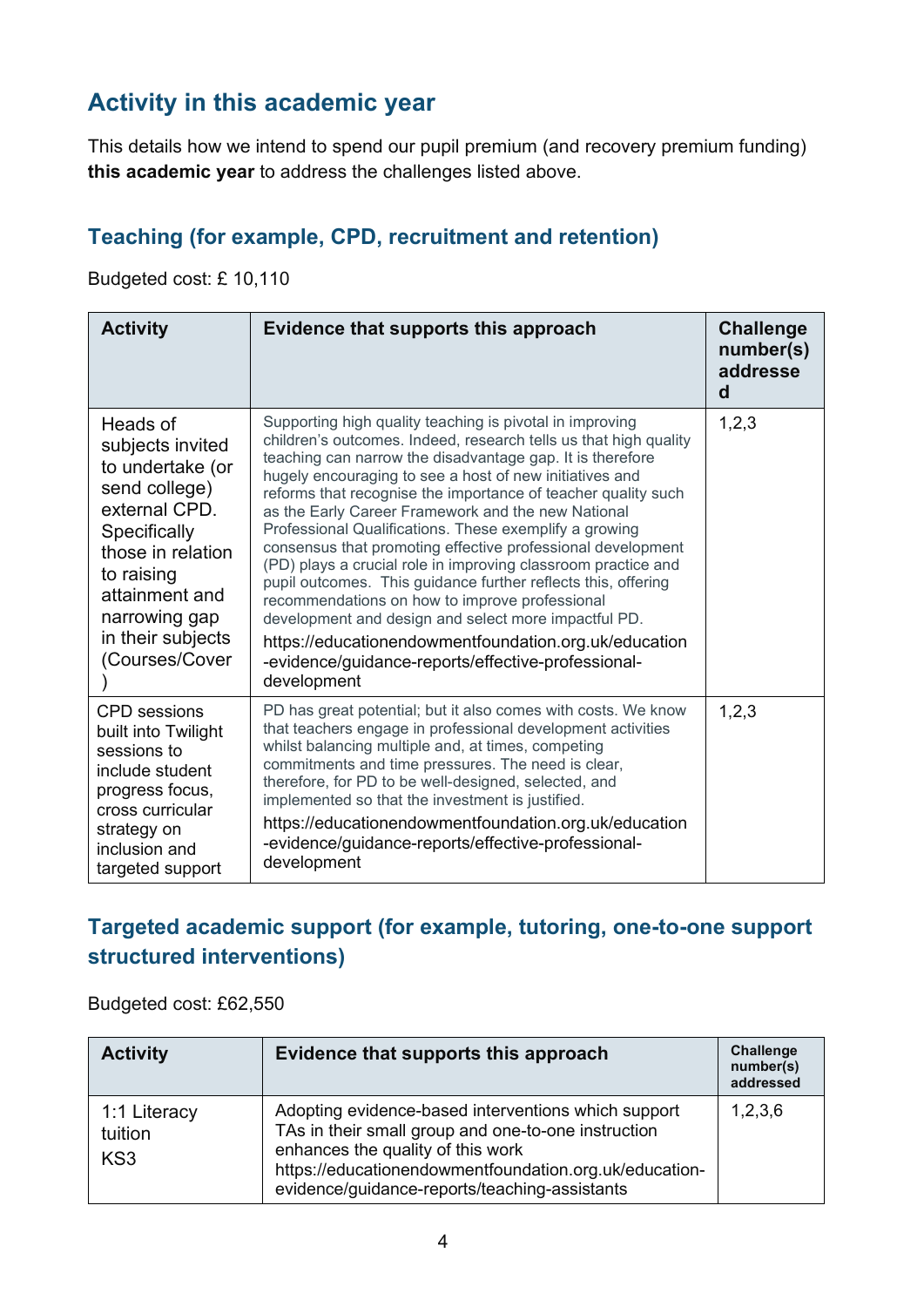## Activity in this academic year

This details how we intend to spend our pupil premium (and recovery premium funding) **this academic year** to address the challenges listed above.

### Teaching (for example, CPD, recruitment and retention)

Budgeted cost: £ 10,110

| Activity | Evidence that supports this approach | Challenge number(s) addressed |
|---|---|---|
| Heads of subjects invited to undertake (or send college) external CPD. Specifically those in relation to raising attainment and narrowing gap in their subjects (Courses/Cover) | Supporting high quality teaching is pivotal in improving children's outcomes. Indeed, research tells us that high quality teaching can narrow the disadvantage gap. It is therefore hugely encouraging to see a host of new initiatives and reforms that recognise the importance of teacher quality such as the Early Career Framework and the new National Professional Qualifications. These exemplify a growing consensus that promoting effective professional development (PD) plays a crucial role in improving classroom practice and pupil outcomes. This guidance further reflects this, offering recommendations on how to improve professional development and design and select more impactful PD. https://educationendowmentfoundation.org.uk/education-evidence/guidance-reports/effective-professional-development | 1,2,3 |
| CPD sessions built into Twilight sessions to include student progress focus, cross curricular strategy on inclusion and targeted support | PD has great potential; but it also comes with costs. We know that teachers engage in professional development activities whilst balancing multiple and, at times, competing commitments and time pressures. The need is clear, therefore, for PD to be well-designed, selected, and implemented so that the investment is justified. https://educationendowmentfoundation.org.uk/education-evidence/guidance-reports/effective-professional-development | 1,2,3 |

### Targeted academic support (for example, tutoring, one-to-one support structured interventions)

Budgeted cost: £62,550

| Activity | Evidence that supports this approach | Challenge number(s) addressed |
|---|---|---|
| 1:1 Literacy tuition KS3 | Adopting evidence-based interventions which support TAs in their small group and one-to-one instruction enhances the quality of this work https://educationendowmentfoundation.org.uk/education-evidence/guidance-reports/teaching-assistants | 1,2,3,6 |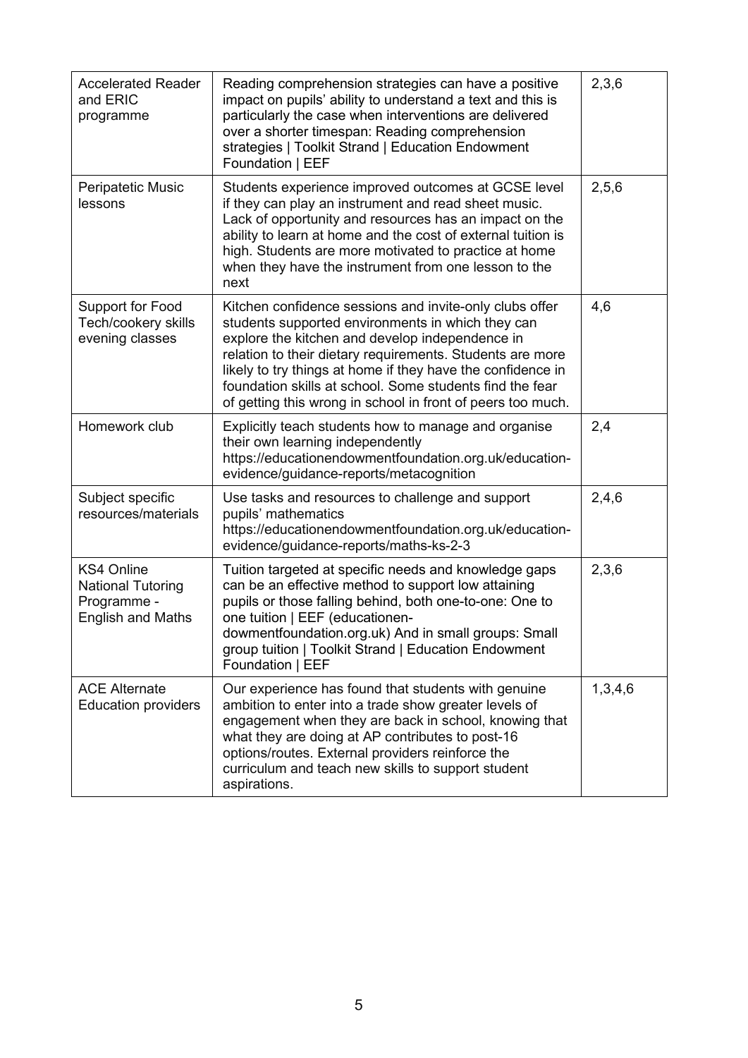| | | |
|---|---|---|
| Accelerated Reader and ERIC programme | Reading comprehension strategies can have a positive impact on pupils' ability to understand a text and this is particularly the case when interventions are delivered over a shorter timespan: Reading comprehension strategies \| Toolkit Strand \| Education Endowment Foundation \| EEF | 2,3,6 |
| Peripatetic Music lessons | Students experience improved outcomes at GCSE level if they can play an instrument and read sheet music. Lack of opportunity and resources has an impact on the ability to learn at home and the cost of external tuition is high. Students are more motivated to practice at home when they have the instrument from one lesson to the next | 2,5,6 |
| Support for Food Tech/cookery skills evening classes | Kitchen confidence sessions and invite-only clubs offer students supported environments in which they can explore the kitchen and develop independence in relation to their dietary requirements. Students are more likely to try things at home if they have the confidence in foundation skills at school. Some students find the fear of getting this wrong in school in front of peers too much. | 4,6 |
| Homework club | Explicitly teach students how to manage and organise their own learning independently https://educationendowmentfoundation.org.uk/education-evidence/guidance-reports/metacognition | 2,4 |
| Subject specific resources/materials | Use tasks and resources to challenge and support pupils' mathematics https://educationendowmentfoundation.org.uk/education-evidence/guidance-reports/maths-ks-2-3 | 2,4,6 |
| KS4 Online National Tutoring Programme - English and Maths | Tuition targeted at specific needs and knowledge gaps can be an effective method to support low attaining pupils or those falling behind, both one-to-one: One to one tuition \| EEF (educationendowmentfoundation.org.uk) And in small groups: Small group tuition \| Toolkit Strand \| Education Endowment Foundation \| EEF | 2,3,6 |
| ACE Alternate Education providers | Our experience has found that students with genuine ambition to enter into a trade show greater levels of engagement when they are back in school, knowing that what they are doing at AP contributes to post-16 options/routes. External providers reinforce the curriculum and teach new skills to support student aspirations. | 1,3,4,6 |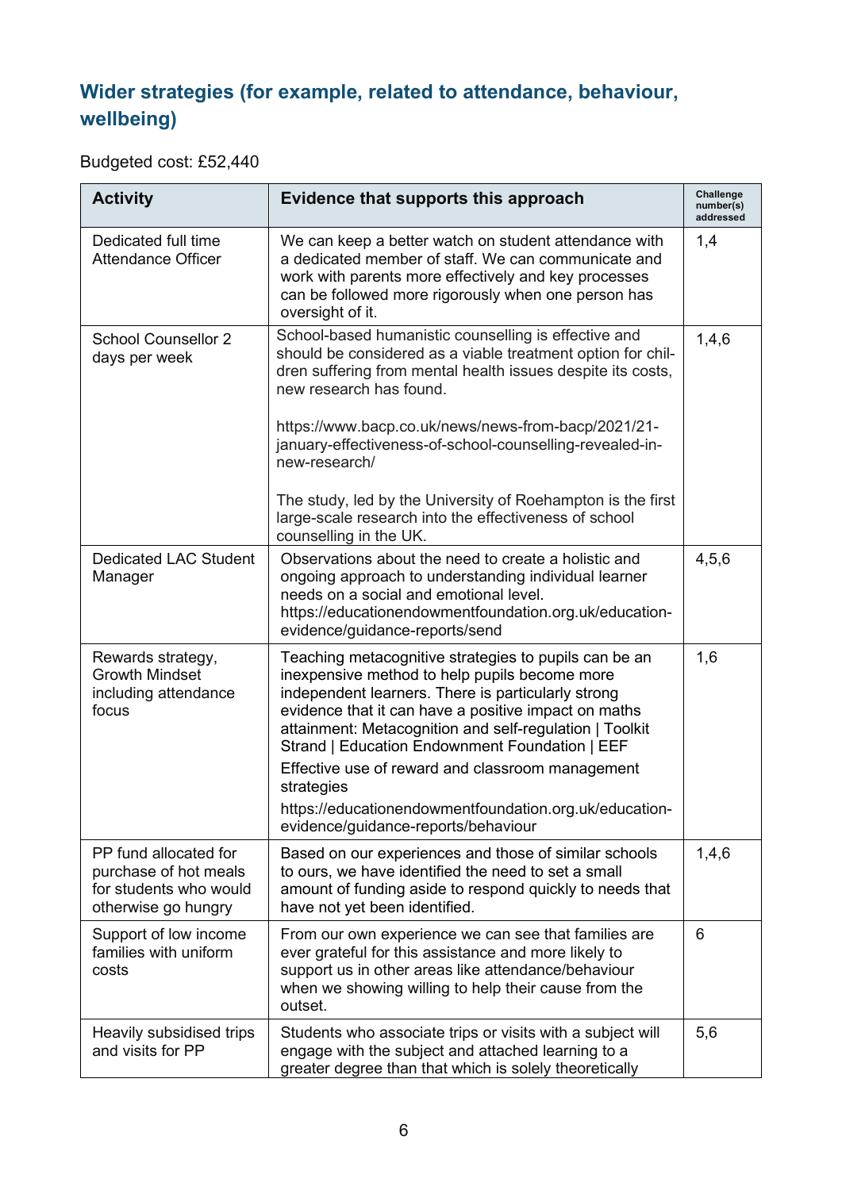## Wider strategies (for example, related to attendance, behaviour, wellbeing)

Budgeted cost: £52,440

| Activity | Evidence that supports this approach | Challenge number(s) addressed |
|---|---|---|
| Dedicated full time Attendance Officer | We can keep a better watch on student attendance with a dedicated member of staff. We can communicate and work with parents more effectively and key processes can be followed more rigorously when one person has oversight of it. | 1,4 |
| School Counsellor 2 days per week | School-based humanistic counselling is effective and should be considered as a viable treatment option for children suffering from mental health issues despite its costs, new research has found.<br><br>https://www.bacp.co.uk/news/news-from-bacp/2021/21-january-effectiveness-of-school-counselling-revealed-in-new-research/<br><br>The study, led by the University of Roehampton is the first large-scale research into the effectiveness of school counselling in the UK. | 1,4,6 |
| Dedicated LAC Student Manager | Observations about the need to create a holistic and ongoing approach to understanding individual learner needs on a social and emotional level. https://educationendowmentfoundation.org.uk/education-evidence/guidance-reports/send | 4,5,6 |
| Rewards strategy, Growth Mindset including attendance focus | Teaching metacognitive strategies to pupils can be an inexpensive method to help pupils become more independent learners. There is particularly strong evidence that it can have a positive impact on maths attainment: Metacognition and self-regulation \| Toolkit Strand \| Education Endowment Foundation \| EEF<br>Effective use of reward and classroom management strategies<br>https://educationendowmentfoundation.org.uk/education-evidence/guidance-reports/behaviour | 1,6 |
| PP fund allocated for purchase of hot meals for students who would otherwise go hungry | Based on our experiences and those of similar schools to ours, we have identified the need to set a small amount of funding aside to respond quickly to needs that have not yet been identified. | 1,4,6 |
| Support of low income families with uniform costs | From our own experience we can see that families are ever grateful for this assistance and more likely to support us in other areas like attendance/behaviour when we showing willing to help their cause from the outset. | 6 |
| Heavily subsidised trips and visits for PP | Students who associate trips or visits with a subject will engage with the subject and attached learning to a greater degree than that which is solely theoretically | 5,6 |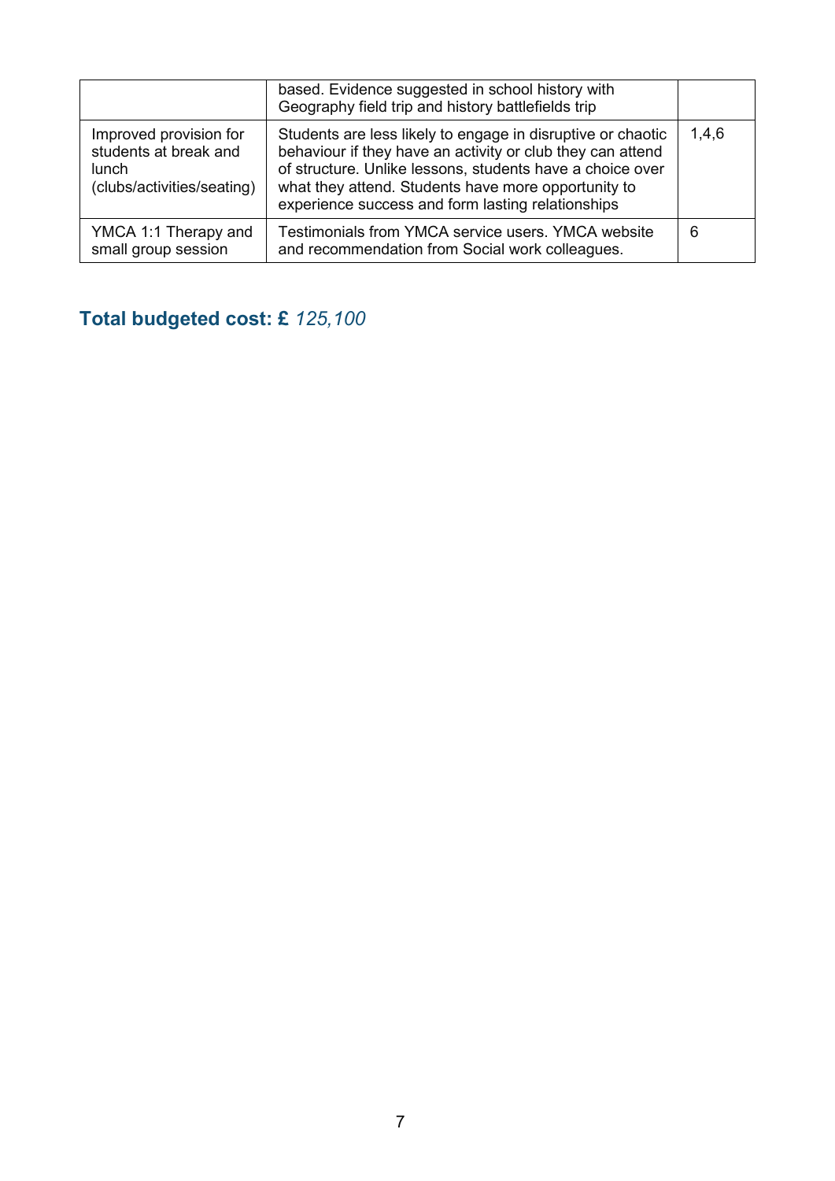| | | |
|---|---|---|
| | based. Evidence suggested in school history with Geography field trip and history battlefields trip | |
| Improved provision for students at break and lunch (clubs/activities/seating) | Students are less likely to engage in disruptive or chaotic behaviour if they have an activity or club they can attend of structure. Unlike lessons, students have a choice over what they attend. Students have more opportunity to experience success and form lasting relationships | 1,4,6 |
| YMCA 1:1 Therapy and small group session | Testimonials from YMCA service users. YMCA website and recommendation from Social work colleagues. | 6 |

## Total budgeted cost: £ *125,100*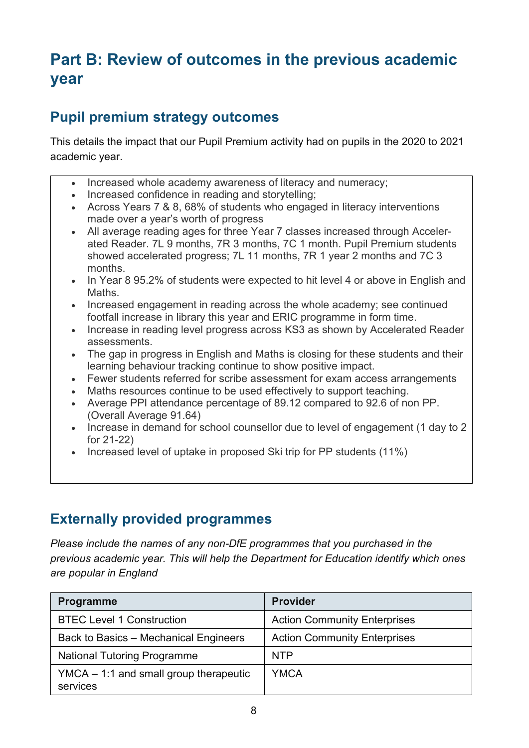# Part B: Review of outcomes in the previous academic year

## Pupil premium strategy outcomes

This details the impact that our Pupil Premium activity had on pupils in the 2020 to 2021 academic year.

- Increased whole academy awareness of literacy and numeracy;
- Increased confidence in reading and storytelling;
- Across Years 7 & 8, 68% of students who engaged in literacy interventions made over a year's worth of progress
- All average reading ages for three Year 7 classes increased through Accelerated Reader. 7L 9 months, 7R 3 months, 7C 1 month. Pupil Premium students showed accelerated progress; 7L 11 months, 7R 1 year 2 months and 7C 3 months.
- In Year 8 95.2% of students were expected to hit level 4 or above in English and Maths.
- Increased engagement in reading across the whole academy; see continued footfall increase in library this year and ERIC programme in form time.
- Increase in reading level progress across KS3 as shown by Accelerated Reader assessments.
- The gap in progress in English and Maths is closing for these students and their learning behaviour tracking continue to show positive impact.
- Fewer students referred for scribe assessment for exam access arrangements
- Maths resources continue to be used effectively to support teaching.
- Average PPI attendance percentage of 89.12 compared to 92.6 of non PP. (Overall Average 91.64)
- Increase in demand for school counsellor due to level of engagement (1 day to 2 for 21-22)
- Increased level of uptake in proposed Ski trip for PP students (11%)

## Externally provided programmes

*Please include the names of any non-DfE programmes that you purchased in the previous academic year. This will help the Department for Education identify which ones are popular in England*

| Programme | Provider |
|---|---|
| BTEC Level 1 Construction | Action Community Enterprises |
| Back to Basics – Mechanical Engineers | Action Community Enterprises |
| National Tutoring Programme | NTP |
| YMCA – 1:1 and small group therapeutic services | YMCA |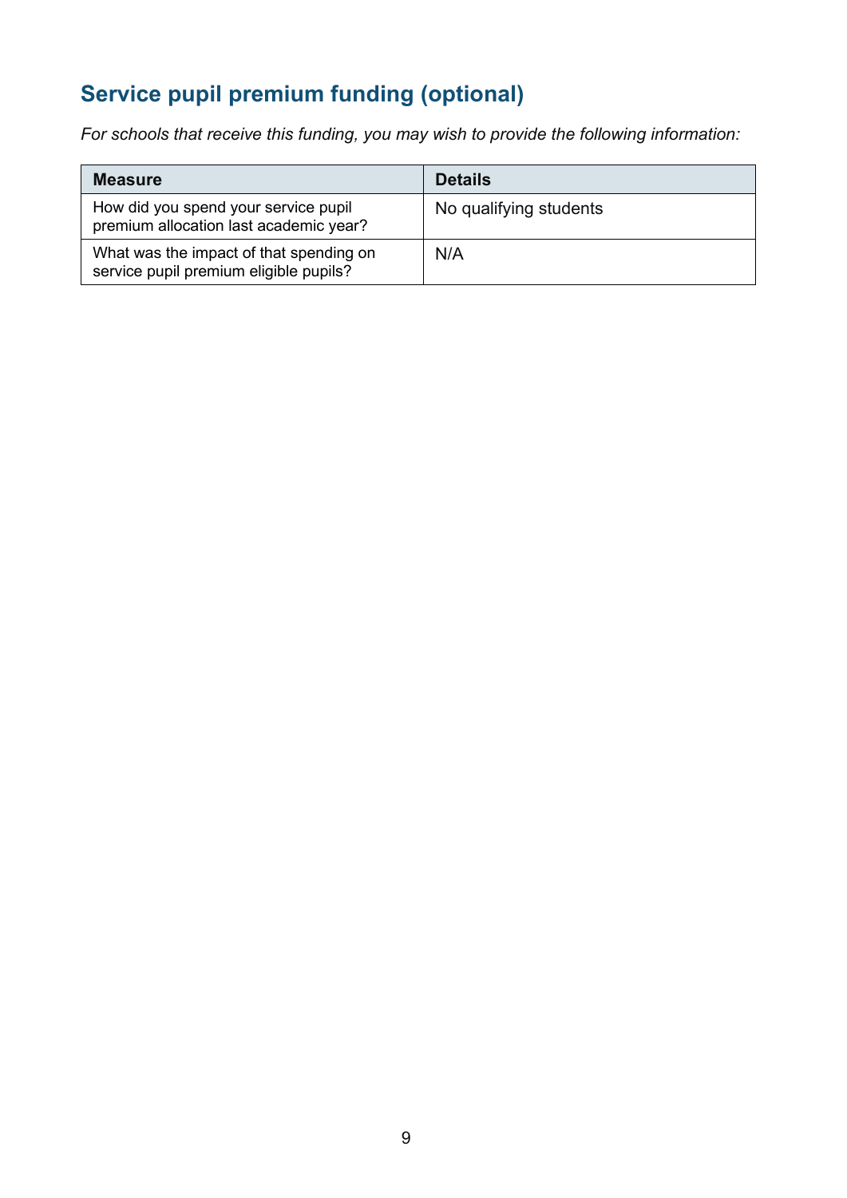## Service pupil premium funding (optional)

*For schools that receive this funding, you may wish to provide the following information:*

| Measure | Details |
|---|---|
| How did you spend your service pupil premium allocation last academic year? | No qualifying students |
| What was the impact of that spending on service pupil premium eligible pupils? | N/A |